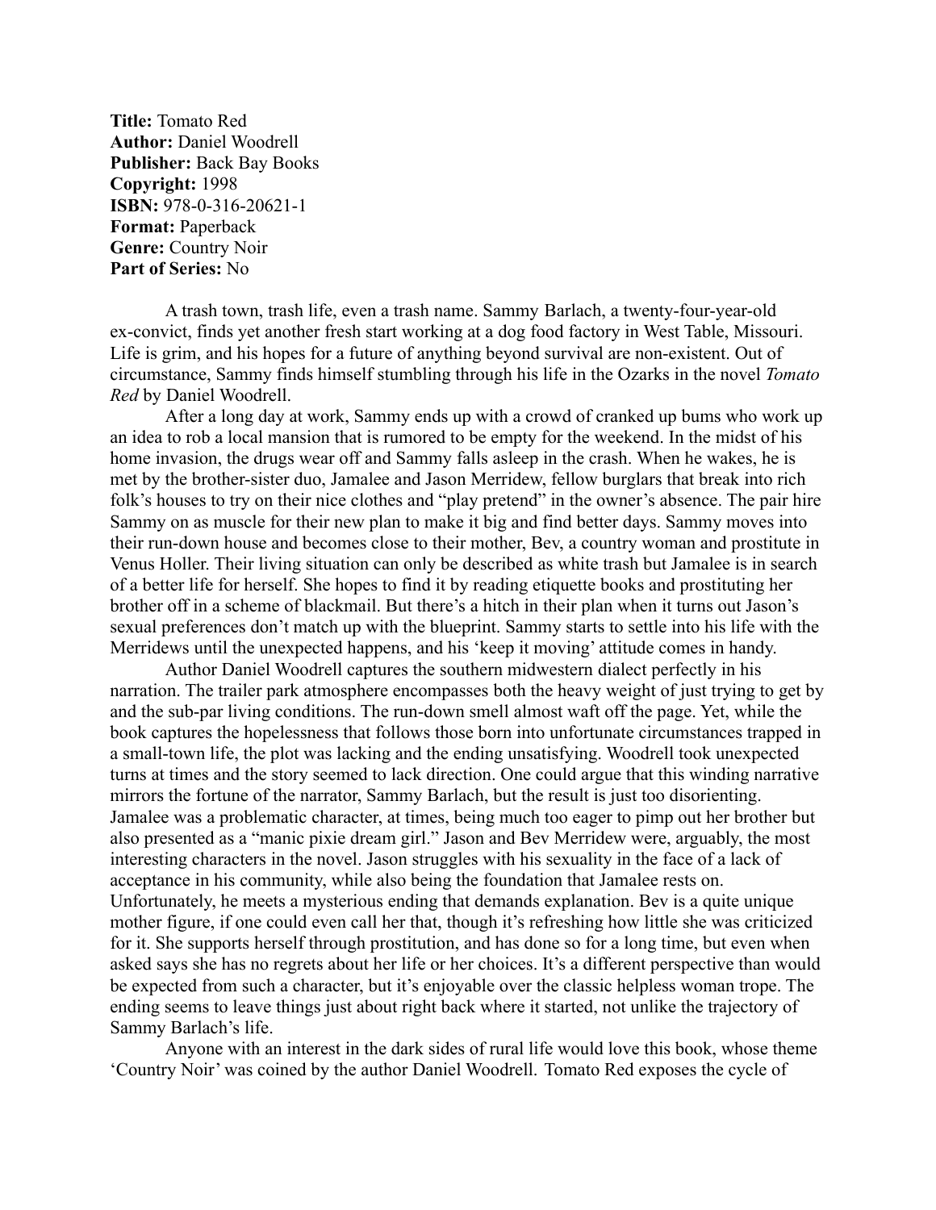**Title:** Tomato Red
**Author:** Daniel Woodrell
**Publisher:** Back Bay Books
**Copyright:** 1998
**ISBN:** 978-0-316-20621-1
**Format:** Paperback
**Genre:** Country Noir
**Part of Series:** No

A trash town, trash life, even a trash name. Sammy Barlach, a twenty-four-year-old ex-convict, finds yet another fresh start working at a dog food factory in West Table, Missouri. Life is grim, and his hopes for a future of anything beyond survival are non-existent. Out of circumstance, Sammy finds himself stumbling through his life in the Ozarks in the novel *Tomato Red* by Daniel Woodrell.

After a long day at work, Sammy ends up with a crowd of cranked up bums who work up an idea to rob a local mansion that is rumored to be empty for the weekend. In the midst of his home invasion, the drugs wear off and Sammy falls asleep in the crash. When he wakes, he is met by the brother-sister duo, Jamalee and Jason Merridew, fellow burglars that break into rich folk's houses to try on their nice clothes and "play pretend" in the owner's absence. The pair hire Sammy on as muscle for their new plan to make it big and find better days. Sammy moves into their run-down house and becomes close to their mother, Bev, a country woman and prostitute in Venus Holler. Their living situation can only be described as white trash but Jamalee is in search of a better life for herself. She hopes to find it by reading etiquette books and prostituting her brother off in a scheme of blackmail. But there's a hitch in their plan when it turns out Jason's sexual preferences don't match up with the blueprint. Sammy starts to settle into his life with the Merridews until the unexpected happens, and his 'keep it moving' attitude comes in handy.

Author Daniel Woodrell captures the southern midwestern dialect perfectly in his narration. The trailer park atmosphere encompasses both the heavy weight of just trying to get by and the sub-par living conditions. The run-down smell almost waft off the page. Yet, while the book captures the hopelessness that follows those born into unfortunate circumstances trapped in a small-town life, the plot was lacking and the ending unsatisfying. Woodrell took unexpected turns at times and the story seemed to lack direction. One could argue that this winding narrative mirrors the fortune of the narrator, Sammy Barlach, but the result is just too disorienting. Jamalee was a problematic character, at times, being much too eager to pimp out her brother but also presented as a "manic pixie dream girl." Jason and Bev Merridew were, arguably, the most interesting characters in the novel. Jason struggles with his sexuality in the face of a lack of acceptance in his community, while also being the foundation that Jamalee rests on. Unfortunately, he meets a mysterious ending that demands explanation. Bev is a quite unique mother figure, if one could even call her that, though it's refreshing how little she was criticized for it. She supports herself through prostitution, and has done so for a long time, but even when asked says she has no regrets about her life or her choices. It's a different perspective than would be expected from such a character, but it's enjoyable over the classic helpless woman trope. The ending seems to leave things just about right back where it started, not unlike the trajectory of Sammy Barlach's life.

Anyone with an interest in the dark sides of rural life would love this book, whose theme 'Country Noir' was coined by the author Daniel Woodrell. Tomato Red exposes the cycle of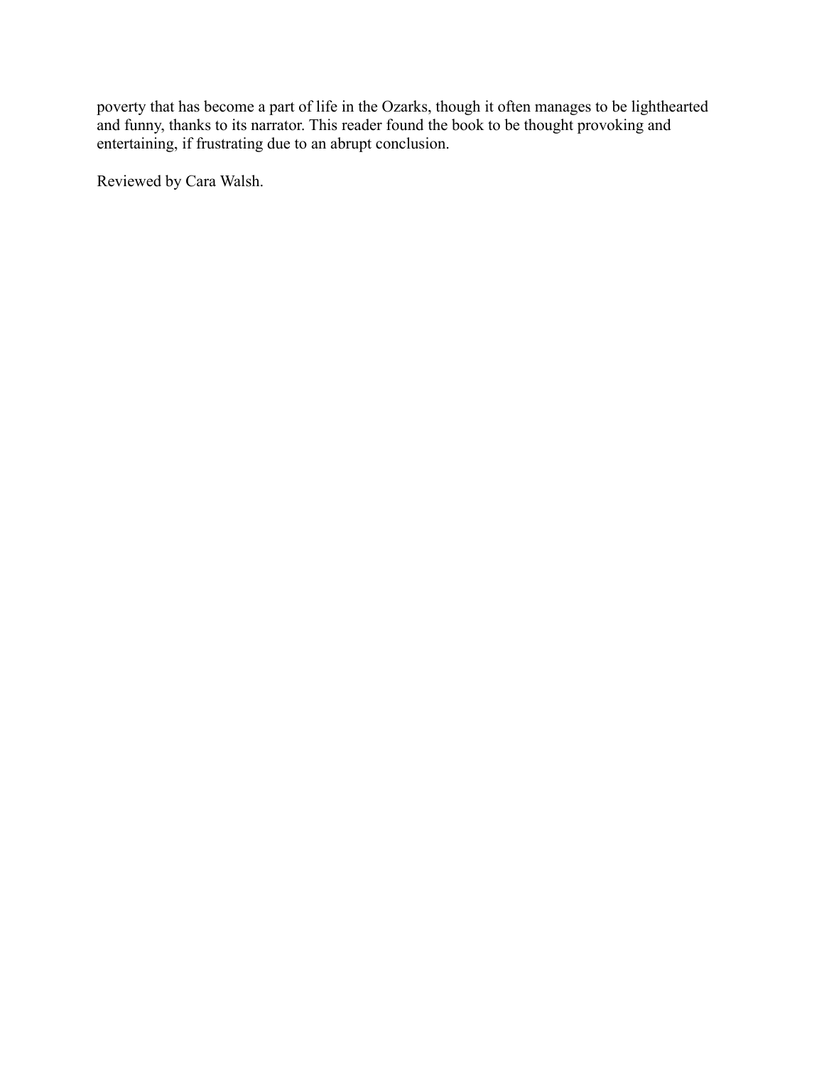poverty that has become a part of life in the Ozarks, though it often manages to be lighthearted and funny, thanks to its narrator. This reader found the book to be thought provoking and entertaining, if frustrating due to an abrupt conclusion.

Reviewed by Cara Walsh.